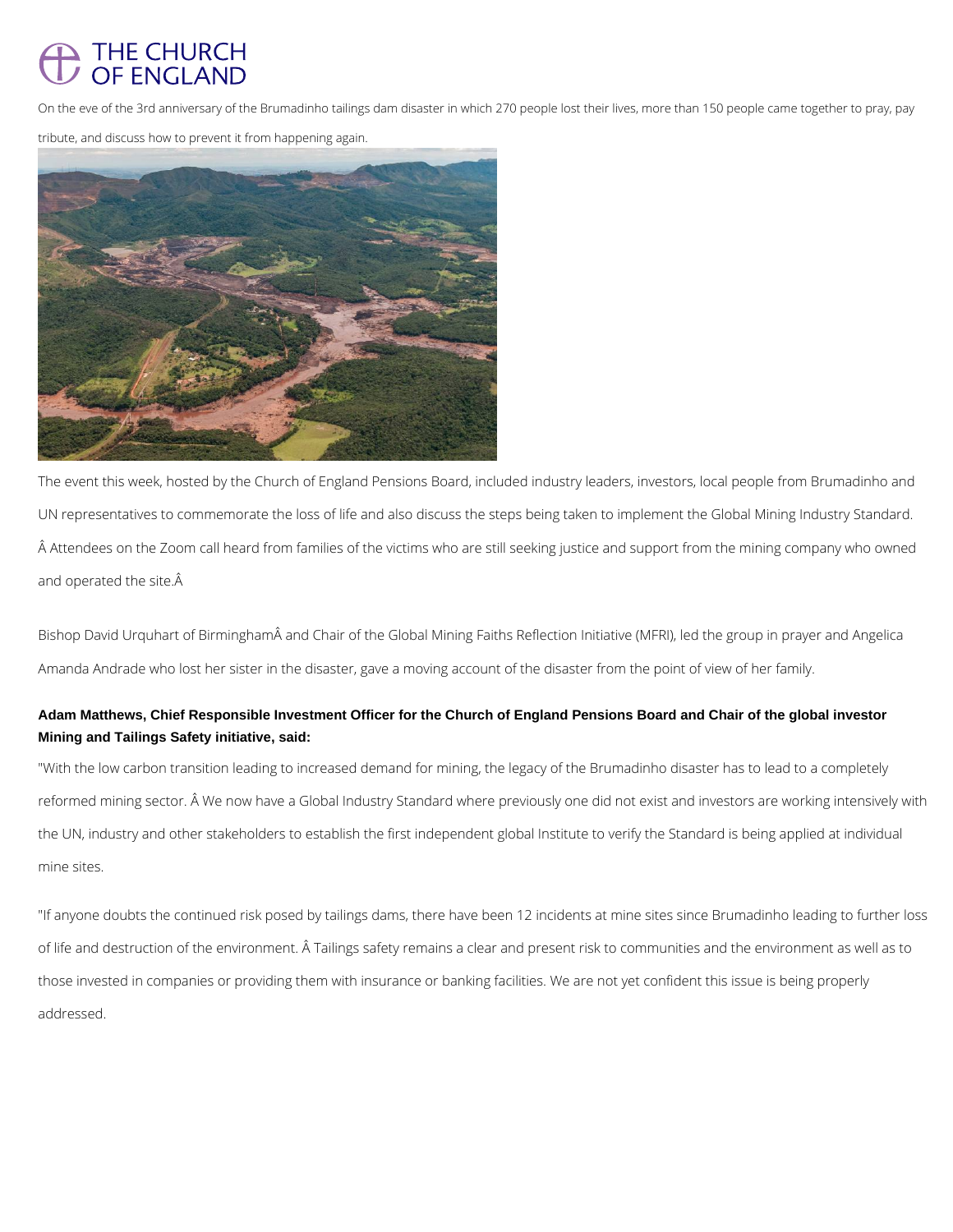On the eve of the 3rd anniversary of the Brumadinho tailings dam disaster in which 270 people lost their lives, more than 150 people came together to pray, pay tribute, and discuss how to prevent it from happening again.

The event this week, hosted by the Church of England Pensions Board, included industry leaders, investors, local people from Brumadinho and UN representatives to commemorate the loss of life and also discuss the steps being taken to implement the Global Mining Industry Standard. Â Attendees on the Zoom call heard from families of the victims who are still seeking justice and support from the mining company who owned and operated the site.Â

Bishop David Urquhart of BirminghamÂ and Chair of the Global Mining Faiths Reflection Initiative (MFRI), led the group in prayer and Angelica Amanda Andrade who lost her sister in the disaster, gave a moving account of the disaster from the point of view of her family.

**Adam Matthews, Chief Responsible Investment Officer for the Church of England Pensions Board and Chair of the global investor Mining and Tailings Safety initiative, said:**

"With the low carbon transition leading to increased demand for mining, the legacy of the Brumadinho disaster has to lead to a completely reformed mining sector. Â We now have a Global Industry Standard where previously one did not exist and investors are working intensively with the UN, industry and other stakeholders to establish the first independent global Institute to verify the Standard is being applied at individual mine sites.

"If anyone doubts the continued risk posed by tailings dams, there have been 12 incidents at mine sites since Brumadinho leading to further loss of life and destruction of the environment. Â Tailings safety remains a clear and present risk to communities and the environment as well as to those invested in companies or providing them with insurance or banking facilities. We are not yet confident this issue is being properly addressed.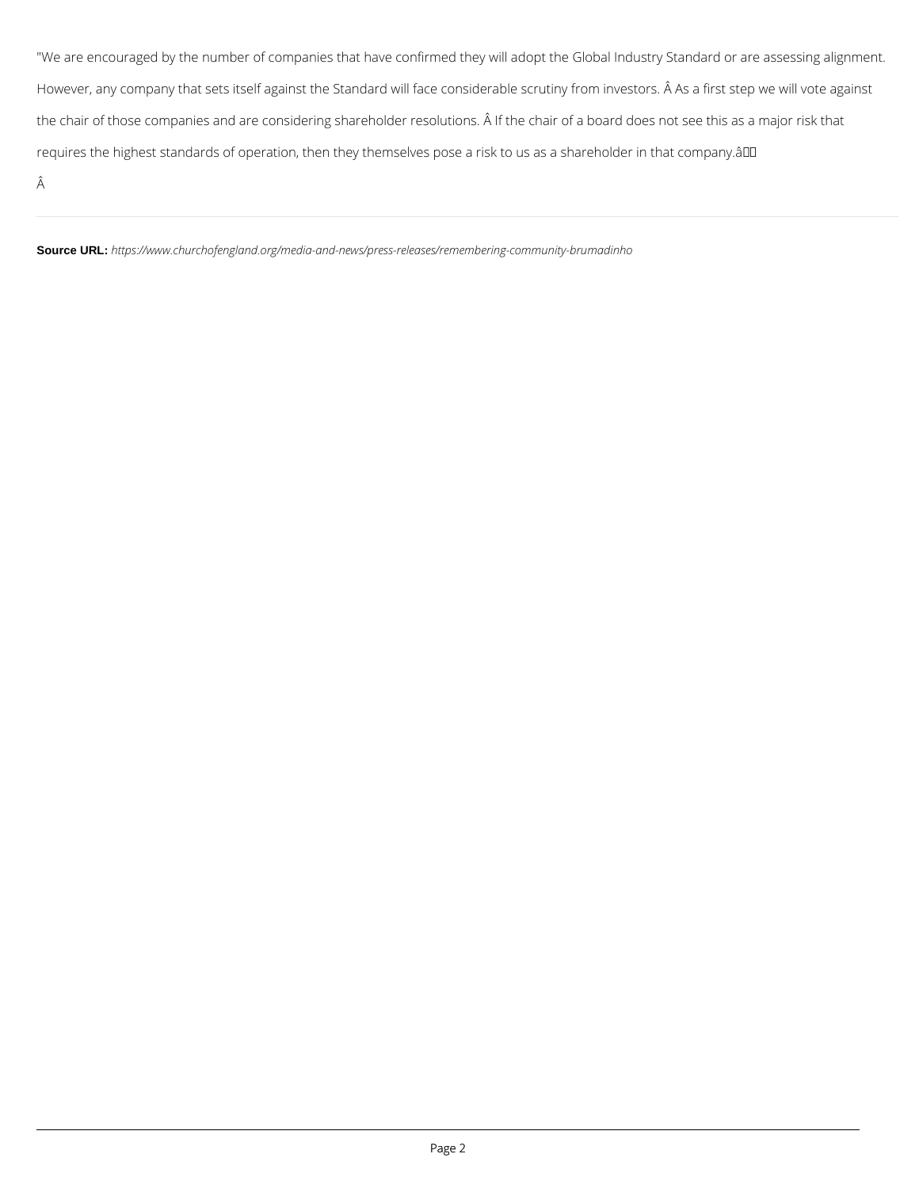"We are encouraged by the number of companies that have confirmed they will adopt the Global Industry Standard or are assessing alignment. However, any company that sets itself against the Standard will face considerable scrutiny from investors.  As a first step we will vote against the chair of those companies and are considering shareholder resolutions.  If the chair of a board does not see this as a major risk that requires the highest standards of operation, then they themselves pose a risk to us as a shareholder in that company."

---

**Source URL:** *https://www.churchofengland.org/media-and-news/press-releases/remembering-community-brumadinho*